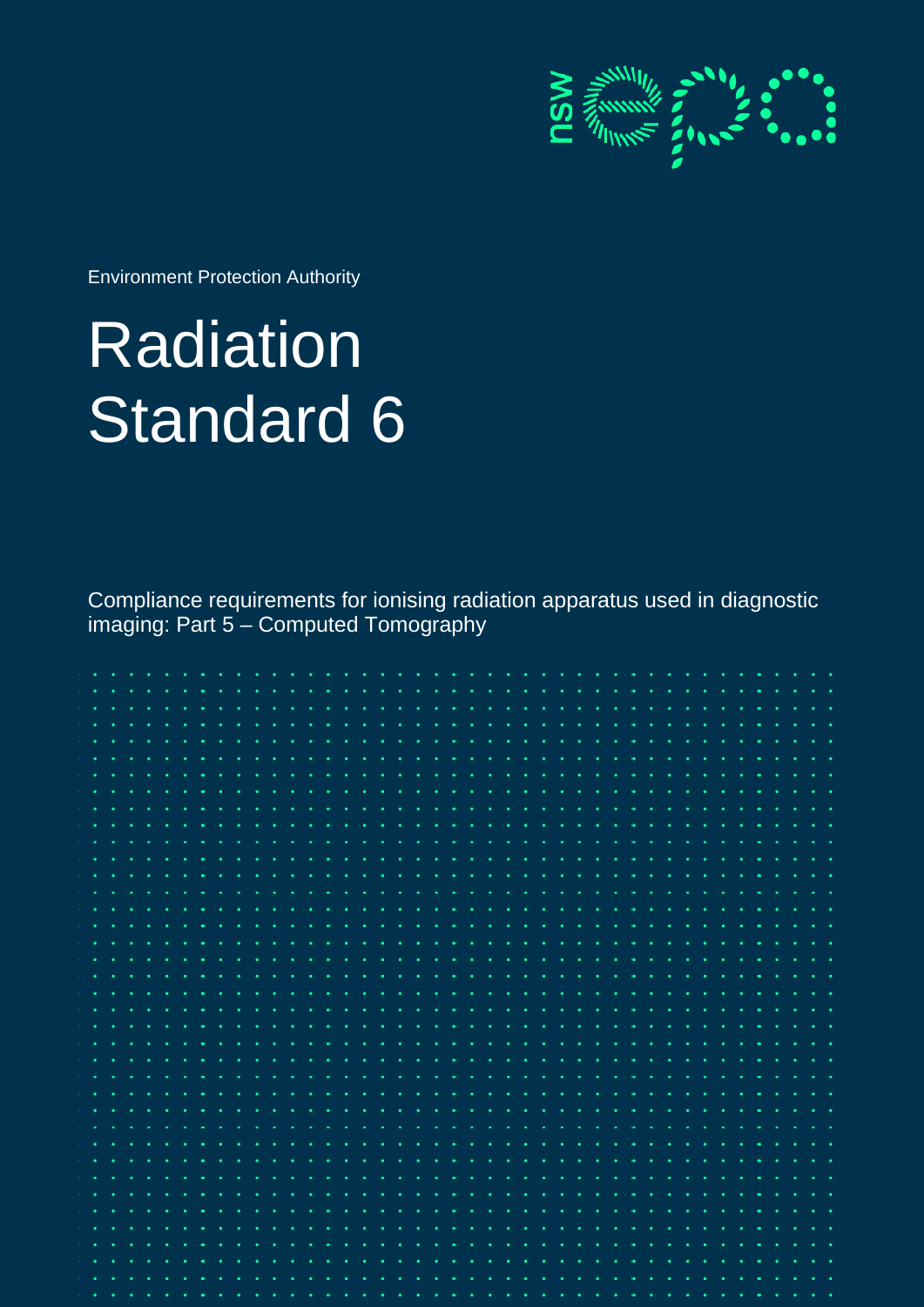Environment Protection Authority

# Radiation Standard 6

Compliance requirements for ionising radiation apparatus used in diagnostic imaging: Part 5 – Computed Tomography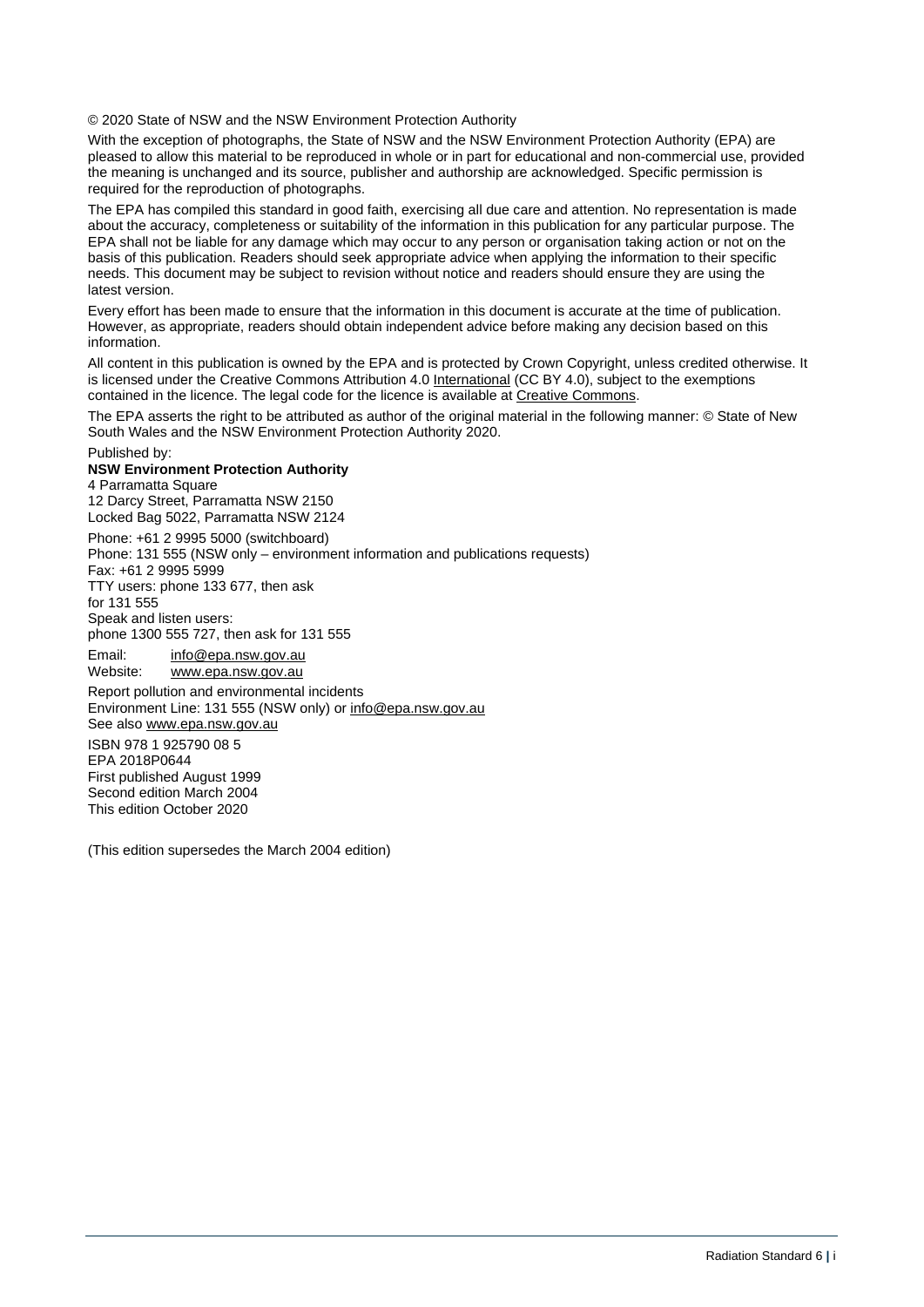© 2020 State of NSW and the NSW Environment Protection Authority

With the exception of photographs, the State of NSW and the NSW Environment Protection Authority (EPA) are pleased to allow this material to be reproduced in whole or in part for educational and non-commercial use, provided the meaning is unchanged and its source, publisher and authorship are acknowledged. Specific permission is required for the reproduction of photographs.

The EPA has compiled this standard in good faith, exercising all due care and attention. No representation is made about the accuracy, completeness or suitability of the information in this publication for any particular purpose. The EPA shall not be liable for any damage which may occur to any person or organisation taking action or not on the basis of this publication. Readers should seek appropriate advice when applying the information to their specific needs. This document may be subject to revision without notice and readers should ensure they are using the latest version.

Every effort has been made to ensure that the information in this document is accurate at the time of publication. However, as appropriate, readers should obtain independent advice before making any decision based on this information.

All content in this publication is owned by the EPA and is protected by Crown Copyright, unless credited otherwise. It is licensed under the Creative Commons Attribution 4.0 International (CC BY 4.0), subject to the exemptions contained in the licence. The legal code for the licence is available at Creative Commons.

The EPA asserts the right to be attributed as author of the original material in the following manner: © State of New South Wales and the NSW Environment Protection Authority 2020.

Published by:
**NSW Environment Protection Authority**
4 Parramatta Square
12 Darcy Street, Parramatta NSW 2150
Locked Bag 5022, Parramatta NSW 2124

Phone: +61 2 9995 5000 (switchboard)
Phone: 131 555 (NSW only – environment information and publications requests)
Fax: +61 2 9995 5999
TTY users: phone 133 677, then ask for 131 555
Speak and listen users: phone 1300 555 727, then ask for 131 555

Email: info@epa.nsw.gov.au
Website: www.epa.nsw.gov.au

Report pollution and environmental incidents
Environment Line: 131 555 (NSW only) or info@epa.nsw.gov.au
See also www.epa.nsw.gov.au

ISBN 978 1 925790 08 5
EPA 2018P0644
First published August 1999
Second edition March 2004
This edition October 2020

(This edition supersedes the March 2004 edition)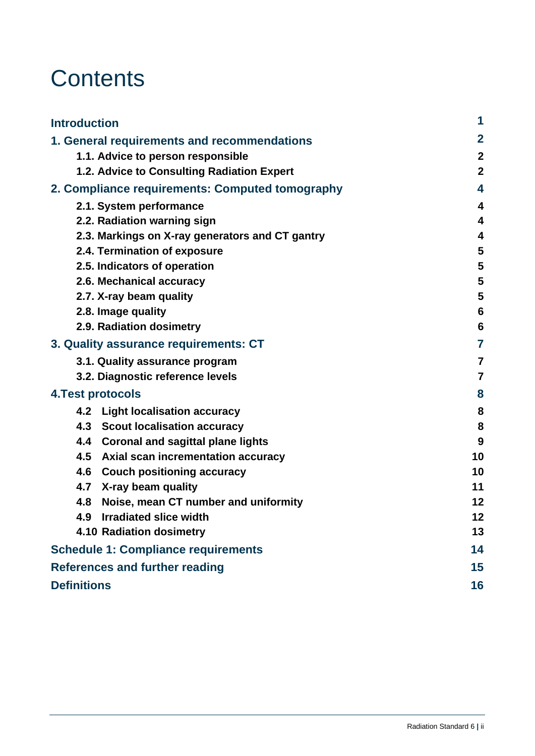# Contents

| | |
|---|---|
| **Introduction** | **1** |
| **1. General requirements and recommendations** | **2** |
| 1.1. Advice to person responsible | 2 |
| 1.2. Advice to Consulting Radiation Expert | 2 |
| **2. Compliance requirements: Computed tomography** | **4** |
| 2.1. System performance | 4 |
| 2.2. Radiation warning sign | 4 |
| 2.3. Markings on X-ray generators and CT gantry | 4 |
| 2.4. Termination of exposure | 5 |
| 2.5. Indicators of operation | 5 |
| 2.6. Mechanical accuracy | 5 |
| 2.7. X-ray beam quality | 5 |
| 2.8. Image quality | 6 |
| 2.9. Radiation dosimetry | 6 |
| **3. Quality assurance requirements: CT** | **7** |
| 3.1. Quality assurance program | 7 |
| 3.2. Diagnostic reference levels | 7 |
| **4.Test protocols** | **8** |
| 4.2 Light localisation accuracy | 8 |
| 4.3 Scout localisation accuracy | 8 |
| 4.4 Coronal and sagittal plane lights | 9 |
| 4.5 Axial scan incrementation accuracy | 10 |
| 4.6 Couch positioning accuracy | 10 |
| 4.7 X-ray beam quality | 11 |
| 4.8 Noise, mean CT number and uniformity | 12 |
| 4.9 Irradiated slice width | 12 |
| 4.10 Radiation dosimetry | 13 |
| **Schedule 1: Compliance requirements** | **14** |
| **References and further reading** | **15** |
| **Definitions** | **16** |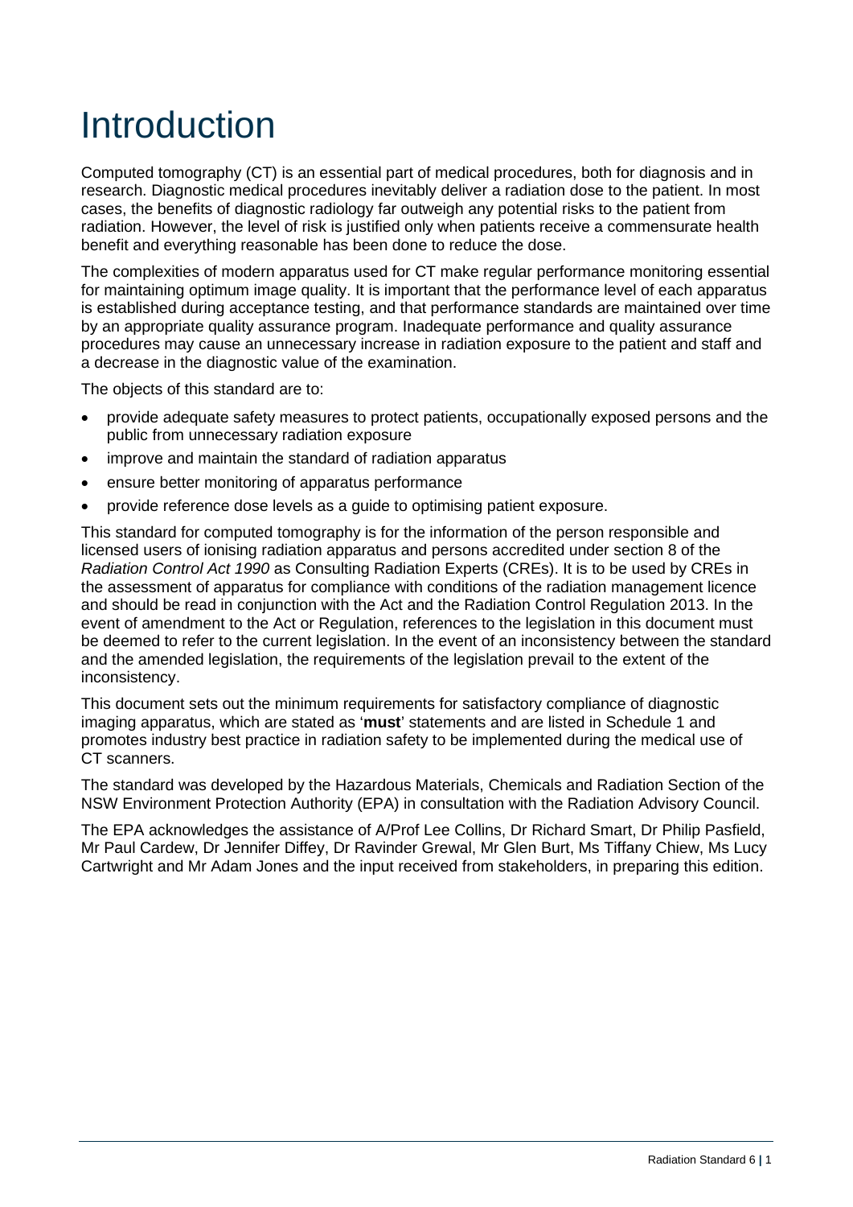# Introduction

Computed tomography (CT) is an essential part of medical procedures, both for diagnosis and in research. Diagnostic medical procedures inevitably deliver a radiation dose to the patient. In most cases, the benefits of diagnostic radiology far outweigh any potential risks to the patient from radiation. However, the level of risk is justified only when patients receive a commensurate health benefit and everything reasonable has been done to reduce the dose.

The complexities of modern apparatus used for CT make regular performance monitoring essential for maintaining optimum image quality. It is important that the performance level of each apparatus is established during acceptance testing, and that performance standards are maintained over time by an appropriate quality assurance program. Inadequate performance and quality assurance procedures may cause an unnecessary increase in radiation exposure to the patient and staff and a decrease in the diagnostic value of the examination.

The objects of this standard are to:

- provide adequate safety measures to protect patients, occupationally exposed persons and the public from unnecessary radiation exposure
- improve and maintain the standard of radiation apparatus
- ensure better monitoring of apparatus performance
- provide reference dose levels as a guide to optimising patient exposure.

This standard for computed tomography is for the information of the person responsible and licensed users of ionising radiation apparatus and persons accredited under section 8 of the *Radiation Control Act 1990* as Consulting Radiation Experts (CREs). It is to be used by CREs in the assessment of apparatus for compliance with conditions of the radiation management licence and should be read in conjunction with the Act and the Radiation Control Regulation 2013. In the event of amendment to the Act or Regulation, references to the legislation in this document must be deemed to refer to the current legislation. In the event of an inconsistency between the standard and the amended legislation, the requirements of the legislation prevail to the extent of the inconsistency.

This document sets out the minimum requirements for satisfactory compliance of diagnostic imaging apparatus, which are stated as '**must**' statements and are listed in Schedule 1 and promotes industry best practice in radiation safety to be implemented during the medical use of CT scanners.

The standard was developed by the Hazardous Materials, Chemicals and Radiation Section of the NSW Environment Protection Authority (EPA) in consultation with the Radiation Advisory Council.

The EPA acknowledges the assistance of A/Prof Lee Collins, Dr Richard Smart, Dr Philip Pasfield, Mr Paul Cardew, Dr Jennifer Diffey, Dr Ravinder Grewal, Mr Glen Burt, Ms Tiffany Chiew, Ms Lucy Cartwright and Mr Adam Jones and the input received from stakeholders, in preparing this edition.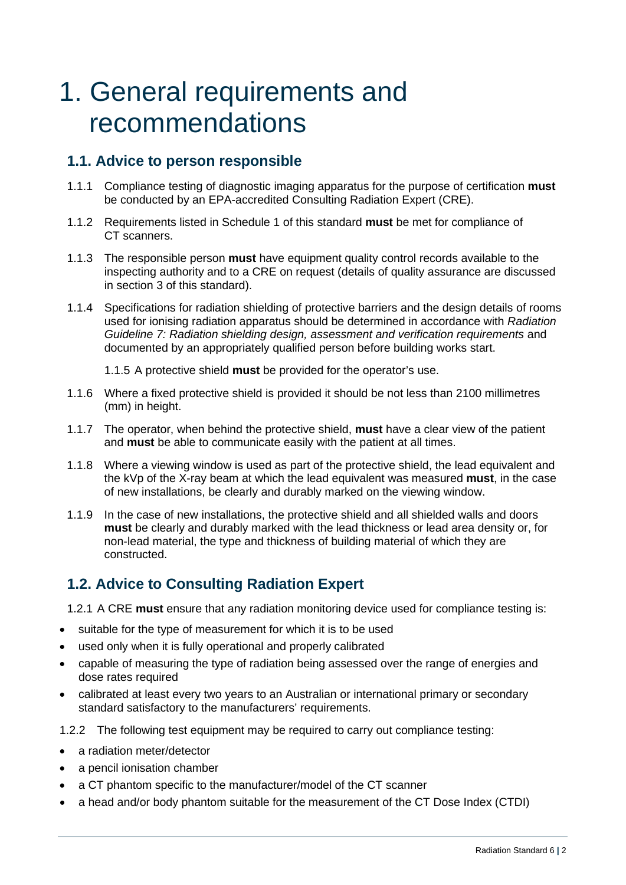# 1. General requirements and recommendations

## 1.1. Advice to person responsible

1.1.1 Compliance testing of diagnostic imaging apparatus for the purpose of certification **must** be conducted by an EPA-accredited Consulting Radiation Expert (CRE).

1.1.2 Requirements listed in Schedule 1 of this standard **must** be met for compliance of CT scanners.

1.1.3 The responsible person **must** have equipment quality control records available to the inspecting authority and to a CRE on request (details of quality assurance are discussed in section 3 of this standard).

1.1.4 Specifications for radiation shielding of protective barriers and the design details of rooms used for ionising radiation apparatus should be determined in accordance with *Radiation Guideline 7: Radiation shielding design, assessment and verification requirements* and documented by an appropriately qualified person before building works start.

1.1.5 A protective shield **must** be provided for the operator's use.

1.1.6 Where a fixed protective shield is provided it should be not less than 2100 millimetres (mm) in height.

1.1.7 The operator, when behind the protective shield, **must** have a clear view of the patient and **must** be able to communicate easily with the patient at all times.

1.1.8 Where a viewing window is used as part of the protective shield, the lead equivalent and the kVp of the X-ray beam at which the lead equivalent was measured **must**, in the case of new installations, be clearly and durably marked on the viewing window.

1.1.9 In the case of new installations, the protective shield and all shielded walls and doors **must** be clearly and durably marked with the lead thickness or lead area density or, for non-lead material, the type and thickness of building material of which they are constructed.

## 1.2. Advice to Consulting Radiation Expert

1.2.1 A CRE **must** ensure that any radiation monitoring device used for compliance testing is:

- suitable for the type of measurement for which it is to be used
- used only when it is fully operational and properly calibrated
- capable of measuring the type of radiation being assessed over the range of energies and dose rates required
- calibrated at least every two years to an Australian or international primary or secondary standard satisfactory to the manufacturers' requirements.

1.2.2 The following test equipment may be required to carry out compliance testing:

- a radiation meter/detector
- a pencil ionisation chamber
- a CT phantom specific to the manufacturer/model of the CT scanner
- a head and/or body phantom suitable for the measurement of the CT Dose Index (CTDI)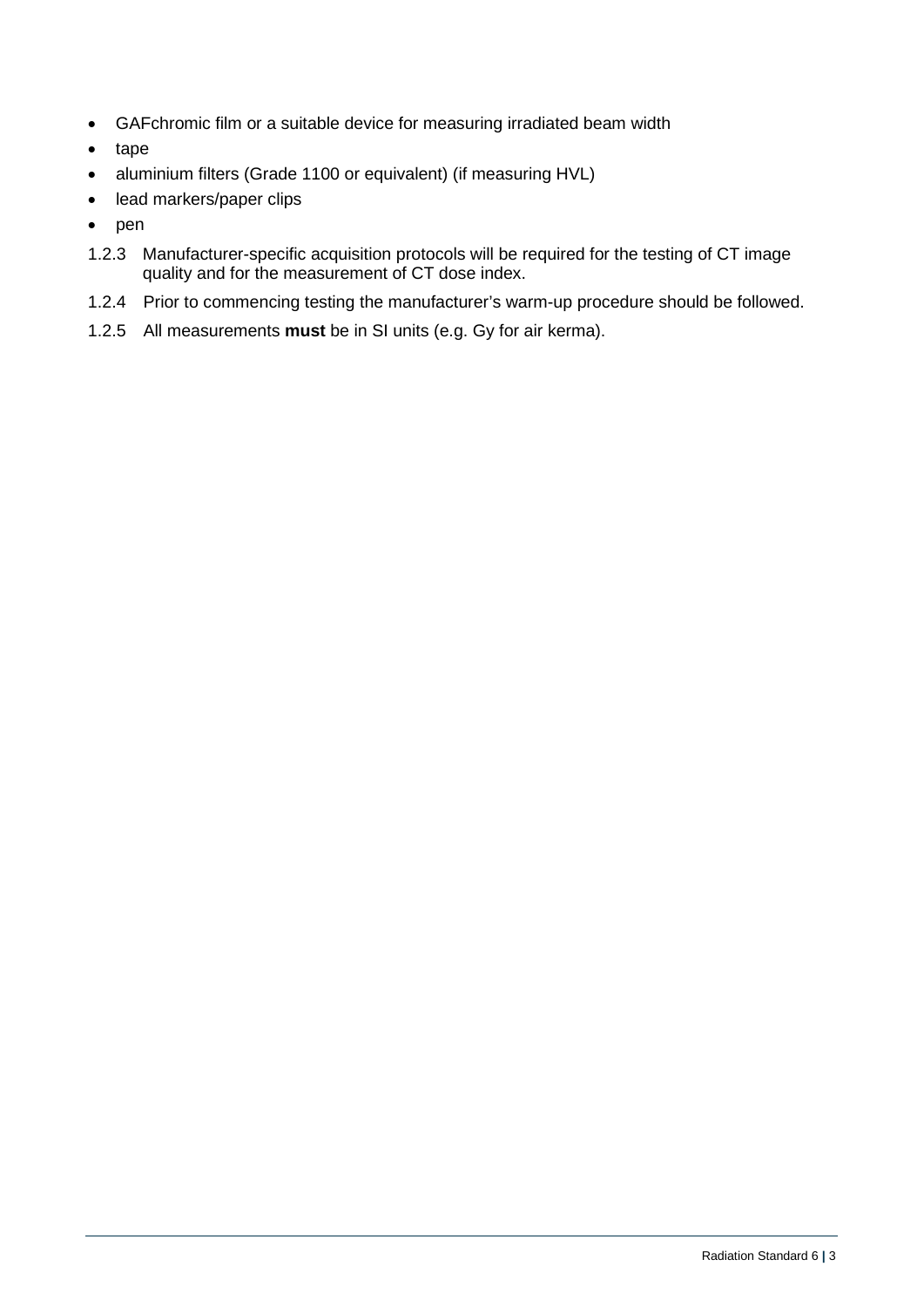- GAFchromic film or a suitable device for measuring irradiated beam width
- tape
- aluminium filters (Grade 1100 or equivalent) (if measuring HVL)
- lead markers/paper clips
- pen

1.2.3 Manufacturer-specific acquisition protocols will be required for the testing of CT image quality and for the measurement of CT dose index.

1.2.4 Prior to commencing testing the manufacturer's warm-up procedure should be followed.

1.2.5 All measurements **must** be in SI units (e.g. Gy for air kerma).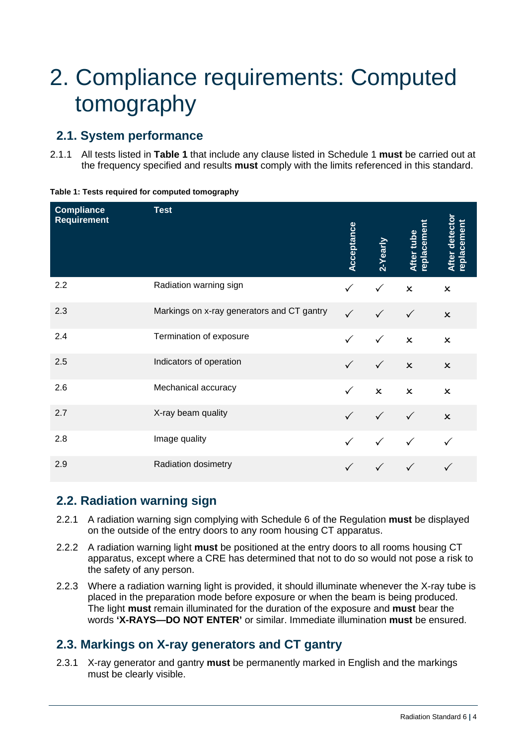// Transcribe page 7 (doc b842c5e499a5) to markdown: headings, Table 1, sections 2.2–2.3; footer omitted.
# 2. Compliance requirements: Computed tomography

## 2.1. System performance

2.1.1 All tests listed in **Table 1** that include any clause listed in Schedule 1 **must** be carried out at the frequency specified and results **must** comply with the limits referenced in this standard.

**Table 1: Tests required for computed tomography**

| Compliance Requirement | Test | Acceptance | 2-Yearly | After tube replacement | After detector replacement |
|---|---|---|---|---|---|
| 2.2 | Radiation warning sign | ✓ | ✓ | × | × |
| 2.3 | Markings on x-ray generators and CT gantry | ✓ | ✓ | ✓ | × |
| 2.4 | Termination of exposure | ✓ | ✓ | × | × |
| 2.5 | Indicators of operation | ✓ | ✓ | × | × |
| 2.6 | Mechanical accuracy | ✓ | × | × | × |
| 2.7 | X-ray beam quality | ✓ | ✓ | ✓ | × |
| 2.8 | Image quality | ✓ | ✓ | ✓ | ✓ |
| 2.9 | Radiation dosimetry | ✓ | ✓ | ✓ | ✓ |

## 2.2. Radiation warning sign

2.2.1 A radiation warning sign complying with Schedule 6 of the Regulation **must** be displayed on the outside of the entry doors to any room housing CT apparatus.

2.2.2 A radiation warning light **must** be positioned at the entry doors to all rooms housing CT apparatus, except where a CRE has determined that not to do so would not pose a risk to the safety of any person.

2.2.3 Where a radiation warning light is provided, it should illuminate whenever the X-ray tube is placed in the preparation mode before exposure or when the beam is being produced. The light **must** remain illuminated for the duration of the exposure and **must** bear the words **'X-RAYS—DO NOT ENTER'** or similar. Immediate illumination **must** be ensured.

## 2.3. Markings on X-ray generators and CT gantry

2.3.1 X-ray generator and gantry **must** be permanently marked in English and the markings must be clearly visible.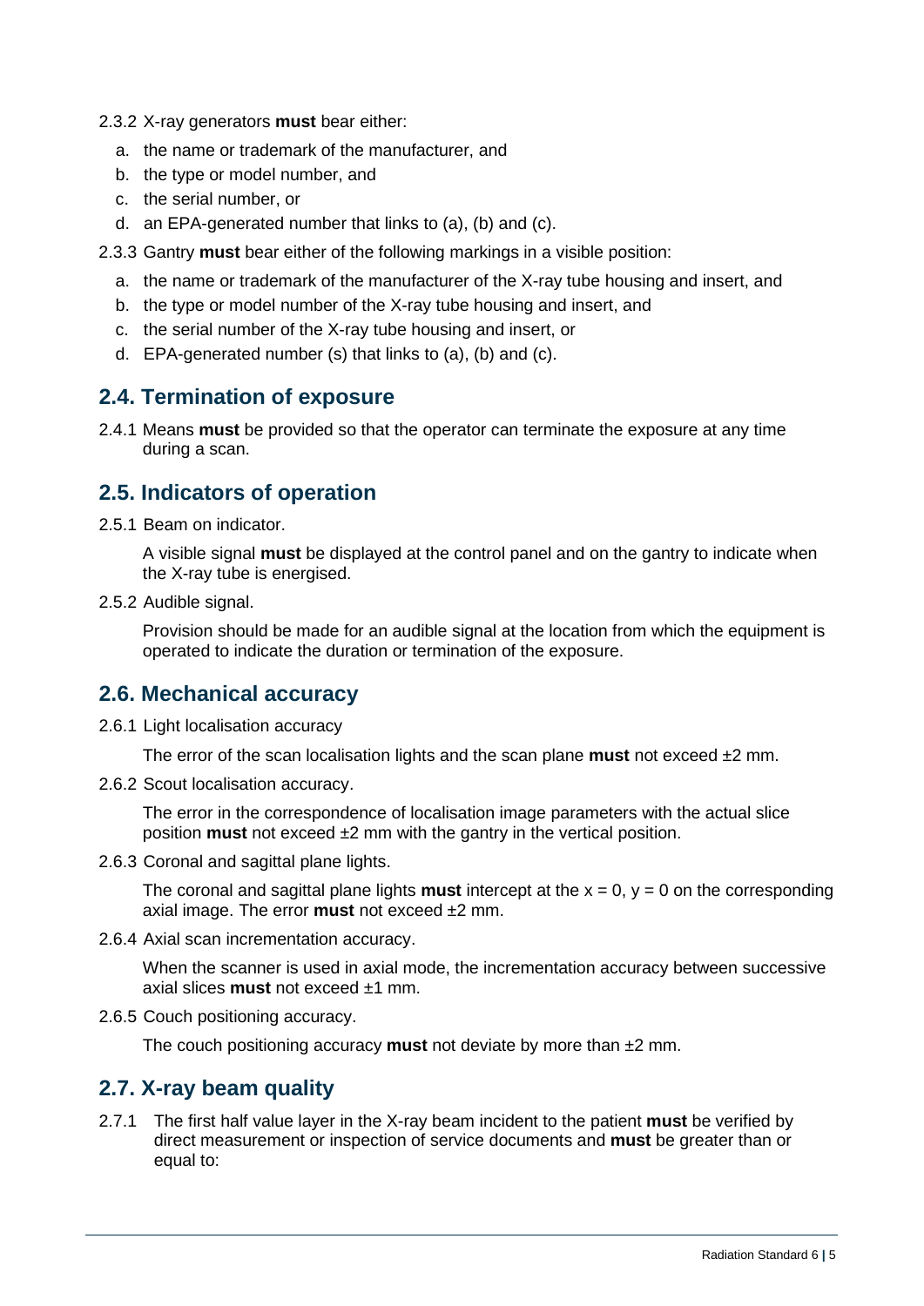2.3.2 X-ray generators **must** bear either:

a. the name or trademark of the manufacturer, and
b. the type or model number, and
c. the serial number, or
d. an EPA-generated number that links to (a), (b) and (c).

2.3.3 Gantry **must** bear either of the following markings in a visible position:

a. the name or trademark of the manufacturer of the X-ray tube housing and insert, and
b. the type or model number of the X-ray tube housing and insert, and
c. the serial number of the X-ray tube housing and insert, or
d. EPA-generated number (s) that links to (a), (b) and (c).

## 2.4. Termination of exposure

2.4.1 Means **must** be provided so that the operator can terminate the exposure at any time during a scan.

## 2.5. Indicators of operation

2.5.1 Beam on indicator.

A visible signal **must** be displayed at the control panel and on the gantry to indicate when the X-ray tube is energised.

2.5.2 Audible signal.

Provision should be made for an audible signal at the location from which the equipment is operated to indicate the duration or termination of the exposure.

## 2.6. Mechanical accuracy

2.6.1 Light localisation accuracy

The error of the scan localisation lights and the scan plane **must** not exceed ±2 mm.

2.6.2 Scout localisation accuracy.

The error in the correspondence of localisation image parameters with the actual slice position **must** not exceed ±2 mm with the gantry in the vertical position.

2.6.3 Coronal and sagittal plane lights.

The coronal and sagittal plane lights **must** intercept at the $x = 0$, $y = 0$ on the corresponding axial image. The error **must** not exceed ±2 mm.

2.6.4 Axial scan incrementation accuracy.

When the scanner is used in axial mode, the incrementation accuracy between successive axial slices **must** not exceed ±1 mm.

2.6.5 Couch positioning accuracy.

The couch positioning accuracy **must** not deviate by more than ±2 mm.

## 2.7. X-ray beam quality

2.7.1 The first half value layer in the X-ray beam incident to the patient **must** be verified by direct measurement or inspection of service documents and **must** be greater than or equal to: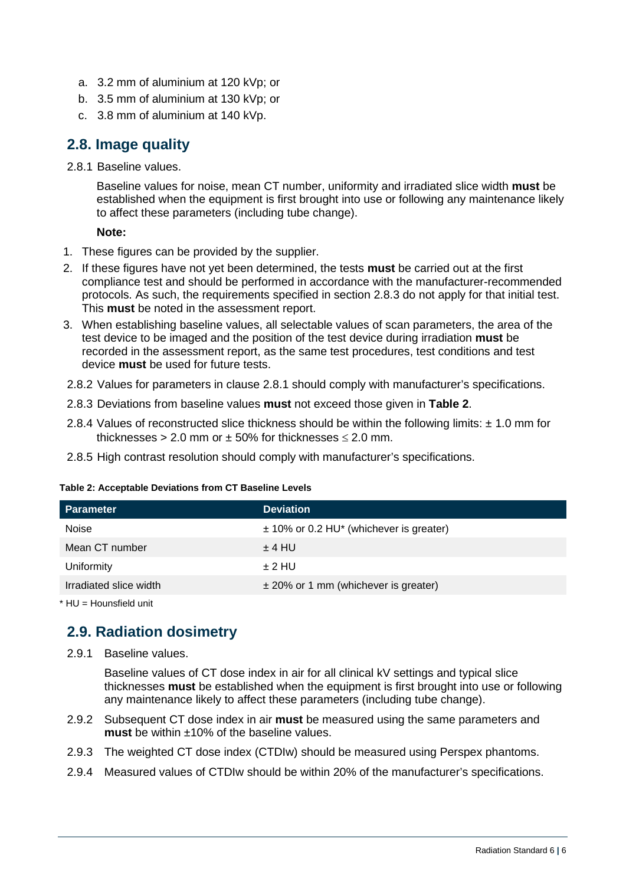a. 3.2 mm of aluminium at 120 kVp; or
b. 3.5 mm of aluminium at 130 kVp; or
c. 3.8 mm of aluminium at 140 kVp.

## 2.8. Image quality

2.8.1 Baseline values.

Baseline values for noise, mean CT number, uniformity and irradiated slice width **must** be established when the equipment is first brought into use or following any maintenance likely to affect these parameters (including tube change).

**Note:**

1. These figures can be provided by the supplier.
2. If these figures have not yet been determined, the tests **must** be carried out at the first compliance test and should be performed in accordance with the manufacturer-recommended protocols. As such, the requirements specified in section 2.8.3 do not apply for that initial test. This **must** be noted in the assessment report.
3. When establishing baseline values, all selectable values of scan parameters, the area of the test device to be imaged and the position of the test device during irradiation **must** be recorded in the assessment report, as the same test procedures, test conditions and test device **must** be used for future tests.

2.8.2 Values for parameters in clause 2.8.1 should comply with manufacturer's specifications.

2.8.3 Deviations from baseline values **must** not exceed those given in **Table 2**.

2.8.4 Values of reconstructed slice thickness should be within the following limits: ± 1.0 mm for thicknesses > 2.0 mm or ± 50% for thicknesses ≤ 2.0 mm.

2.8.5 High contrast resolution should comply with manufacturer's specifications.

**Table 2: Acceptable Deviations from CT Baseline Levels**

| Parameter | Deviation |
|---|---|
| Noise | ± 10% or 0.2 HU* (whichever is greater) |
| Mean CT number | ± 4 HU |
| Uniformity | ± 2 HU |
| Irradiated slice width | ± 20% or 1 mm (whichever is greater) |

\* HU = Hounsfield unit

## 2.9. Radiation dosimetry

2.9.1 Baseline values.

Baseline values of CT dose index in air for all clinical kV settings and typical slice thicknesses **must** be established when the equipment is first brought into use or following any maintenance likely to affect these parameters (including tube change).

2.9.2 Subsequent CT dose index in air **must** be measured using the same parameters and **must** be within ±10% of the baseline values.

2.9.3 The weighted CT dose index (CTDIw) should be measured using Perspex phantoms.

2.9.4 Measured values of CTDIw should be within 20% of the manufacturer's specifications.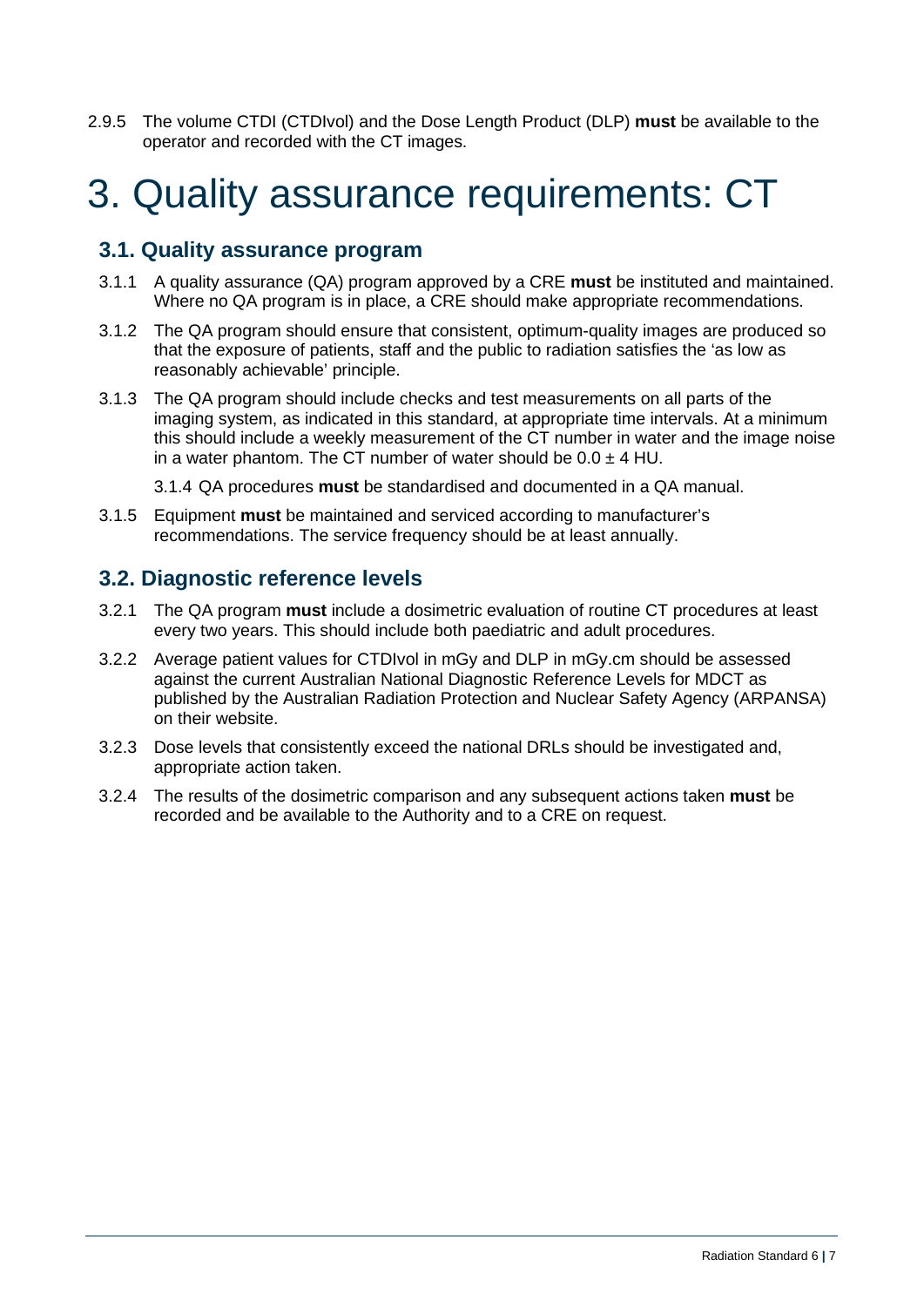2.9.5 The volume CTDI (CTDIvol) and the Dose Length Product (DLP) **must** be available to the operator and recorded with the CT images.

# 3. Quality assurance requirements: CT

## 3.1. Quality assurance program

3.1.1 A quality assurance (QA) program approved by a CRE **must** be instituted and maintained. Where no QA program is in place, a CRE should make appropriate recommendations.

3.1.2 The QA program should ensure that consistent, optimum-quality images are produced so that the exposure of patients, staff and the public to radiation satisfies the 'as low as reasonably achievable' principle.

3.1.3 The QA program should include checks and test measurements on all parts of the imaging system, as indicated in this standard, at appropriate time intervals. At a minimum this should include a weekly measurement of the CT number in water and the image noise in a water phantom. The CT number of water should be $0.0 \pm 4$ HU.

3.1.4 QA procedures **must** be standardised and documented in a QA manual.

3.1.5 Equipment **must** be maintained and serviced according to manufacturer's recommendations. The service frequency should be at least annually.

## 3.2. Diagnostic reference levels

3.2.1 The QA program **must** include a dosimetric evaluation of routine CT procedures at least every two years. This should include both paediatric and adult procedures.

3.2.2 Average patient values for CTDIvol in mGy and DLP in mGy.cm should be assessed against the current Australian National Diagnostic Reference Levels for MDCT as published by the Australian Radiation Protection and Nuclear Safety Agency (ARPANSA) on their website.

3.2.3 Dose levels that consistently exceed the national DRLs should be investigated and, appropriate action taken.

3.2.4 The results of the dosimetric comparison and any subsequent actions taken **must** be recorded and be available to the Authority and to a CRE on request.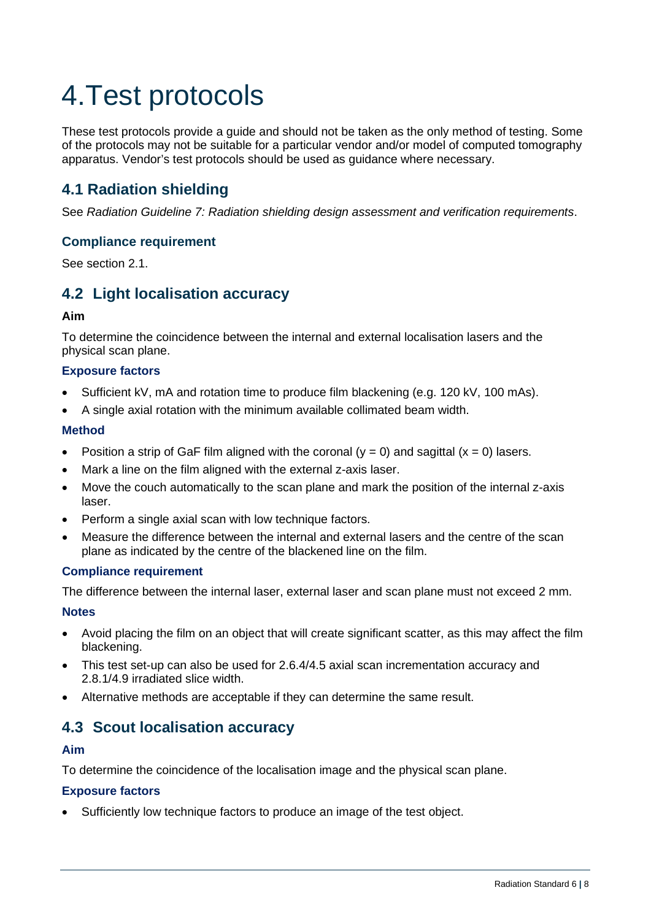# 4. Test protocols

These test protocols provide a guide and should not be taken as the only method of testing. Some of the protocols may not be suitable for a particular vendor and/or model of computed tomography apparatus. Vendor's test protocols should be used as guidance where necessary.

## 4.1 Radiation shielding

See *Radiation Guideline 7: Radiation shielding design assessment and verification requirements*.

### Compliance requirement

See section 2.1.

## 4.2 Light localisation accuracy

**Aim**

To determine the coincidence between the internal and external localisation lasers and the physical scan plane.

**Exposure factors**

- Sufficient kV, mA and rotation time to produce film blackening (e.g. 120 kV, 100 mAs).
- A single axial rotation with the minimum available collimated beam width.

**Method**

- Position a strip of GaF film aligned with the coronal (y = 0) and sagittal (x = 0) lasers.
- Mark a line on the film aligned with the external z-axis laser.
- Move the couch automatically to the scan plane and mark the position of the internal z-axis laser.
- Perform a single axial scan with low technique factors.
- Measure the difference between the internal and external lasers and the centre of the scan plane as indicated by the centre of the blackened line on the film.

**Compliance requirement**

The difference between the internal laser, external laser and scan plane must not exceed 2 mm.

**Notes**

- Avoid placing the film on an object that will create significant scatter, as this may affect the film blackening.
- This test set-up can also be used for 2.6.4/4.5 axial scan incrementation accuracy and 2.8.1/4.9 irradiated slice width.
- Alternative methods are acceptable if they can determine the same result.

## 4.3 Scout localisation accuracy

**Aim**

To determine the coincidence of the localisation image and the physical scan plane.

**Exposure factors**

- Sufficiently low technique factors to produce an image of the test object.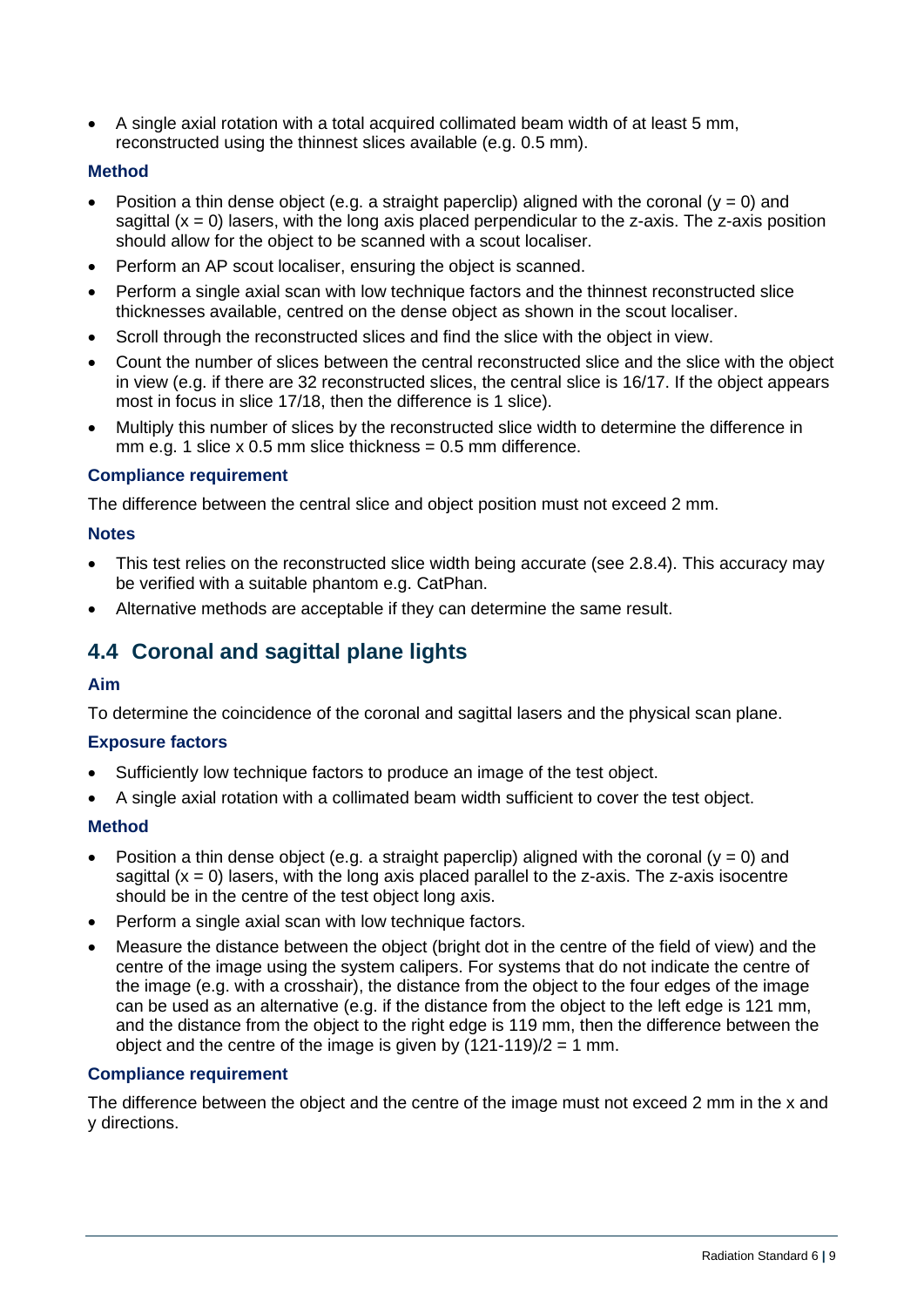- A single axial rotation with a total acquired collimated beam width of at least 5 mm, reconstructed using the thinnest slices available (e.g. 0.5 mm).

### Method

- Position a thin dense object (e.g. a straight paperclip) aligned with the coronal ($y = 0$) and sagittal ($x = 0$) lasers, with the long axis placed perpendicular to the z-axis. The z-axis position should allow for the object to be scanned with a scout localiser.
- Perform an AP scout localiser, ensuring the object is scanned.
- Perform a single axial scan with low technique factors and the thinnest reconstructed slice thicknesses available, centred on the dense object as shown in the scout localiser.
- Scroll through the reconstructed slices and find the slice with the object in view.
- Count the number of slices between the central reconstructed slice and the slice with the object in view (e.g. if there are 32 reconstructed slices, the central slice is 16/17. If the object appears most in focus in slice 17/18, then the difference is 1 slice).
- Multiply this number of slices by the reconstructed slice width to determine the difference in mm e.g. 1 slice x 0.5 mm slice thickness = 0.5 mm difference.

### Compliance requirement

The difference between the central slice and object position must not exceed 2 mm.

### Notes

- This test relies on the reconstructed slice width being accurate (see 2.8.4). This accuracy may be verified with a suitable phantom e.g. CatPhan.
- Alternative methods are acceptable if they can determine the same result.

## 4.4 Coronal and sagittal plane lights

### Aim

To determine the coincidence of the coronal and sagittal lasers and the physical scan plane.

### Exposure factors

- Sufficiently low technique factors to produce an image of the test object.
- A single axial rotation with a collimated beam width sufficient to cover the test object.

### Method

- Position a thin dense object (e.g. a straight paperclip) aligned with the coronal ($y = 0$) and sagittal ($x = 0$) lasers, with the long axis placed parallel to the z-axis. The z-axis isocentre should be in the centre of the test object long axis.
- Perform a single axial scan with low technique factors.
- Measure the distance between the object (bright dot in the centre of the field of view) and the centre of the image using the system calipers. For systems that do not indicate the centre of the image (e.g. with a crosshair), the distance from the object to the four edges of the image can be used as an alternative (e.g. if the distance from the object to the left edge is 121 mm, and the distance from the object to the right edge is 119 mm, then the difference between the object and the centre of the image is given by $(121-119)/2 = 1$ mm.

### Compliance requirement

The difference between the object and the centre of the image must not exceed 2 mm in the x and y directions.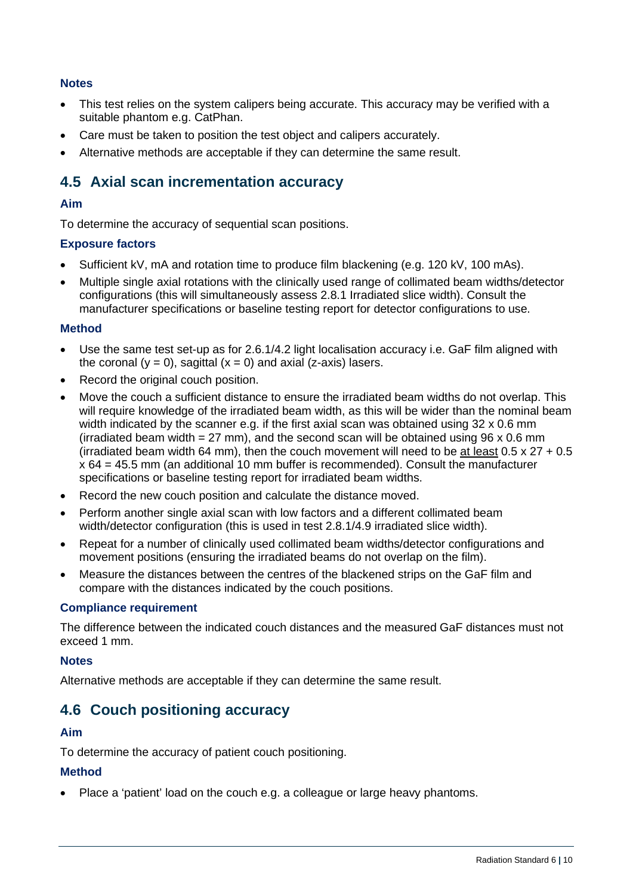### Notes

- This test relies on the system calipers being accurate. This accuracy may be verified with a suitable phantom e.g. CatPhan.
- Care must be taken to position the test object and calipers accurately.
- Alternative methods are acceptable if they can determine the same result.

## 4.5 Axial scan incrementation accuracy

### Aim

To determine the accuracy of sequential scan positions.

### Exposure factors

- Sufficient kV, mA and rotation time to produce film blackening (e.g. 120 kV, 100 mAs).
- Multiple single axial rotations with the clinically used range of collimated beam widths/detector configurations (this will simultaneously assess 2.8.1 Irradiated slice width). Consult the manufacturer specifications or baseline testing report for detector configurations to use.

### Method

- Use the same test set-up as for 2.6.1/4.2 light localisation accuracy i.e. GaF film aligned with the coronal (y = 0), sagittal (x = 0) and axial (z-axis) lasers.
- Record the original couch position.
- Move the couch a sufficient distance to ensure the irradiated beam widths do not overlap. This will require knowledge of the irradiated beam width, as this will be wider than the nominal beam width indicated by the scanner e.g. if the first axial scan was obtained using 32 x 0.6 mm (irradiated beam width = 27 mm), and the second scan will be obtained using 96 x 0.6 mm (irradiated beam width 64 mm), then the couch movement will need to be <u>at least</u> 0.5 x 27 + 0.5 x 64 = 45.5 mm (an additional 10 mm buffer is recommended). Consult the manufacturer specifications or baseline testing report for irradiated beam widths.
- Record the new couch position and calculate the distance moved.
- Perform another single axial scan with low factors and a different collimated beam width/detector configuration (this is used in test 2.8.1/4.9 irradiated slice width).
- Repeat for a number of clinically used collimated beam widths/detector configurations and movement positions (ensuring the irradiated beams do not overlap on the film).
- Measure the distances between the centres of the blackened strips on the GaF film and compare with the distances indicated by the couch positions.

### Compliance requirement

The difference between the indicated couch distances and the measured GaF distances must not exceed 1 mm.

### Notes

Alternative methods are acceptable if they can determine the same result.

## 4.6 Couch positioning accuracy

### Aim

To determine the accuracy of patient couch positioning.

### Method

- Place a 'patient' load on the couch e.g. a colleague or large heavy phantoms.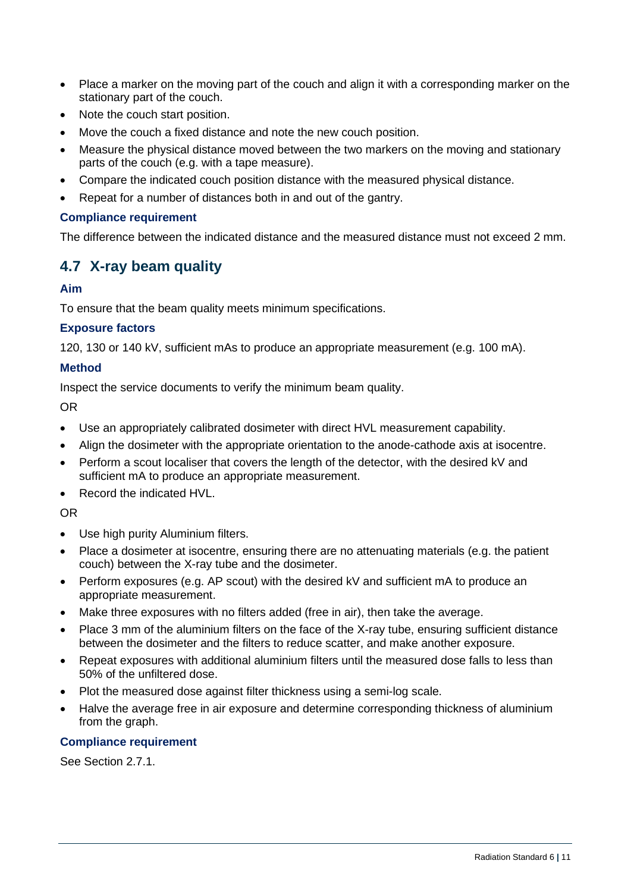- Place a marker on the moving part of the couch and align it with a corresponding marker on the stationary part of the couch.
- Note the couch start position.
- Move the couch a fixed distance and note the new couch position.
- Measure the physical distance moved between the two markers on the moving and stationary parts of the couch (e.g. with a tape measure).
- Compare the indicated couch position distance with the measured physical distance.
- Repeat for a number of distances both in and out of the gantry.

### Compliance requirement

The difference between the indicated distance and the measured distance must not exceed 2 mm.

## 4.7 X-ray beam quality

### Aim

To ensure that the beam quality meets minimum specifications.

### Exposure factors

120, 130 or 140 kV, sufficient mAs to produce an appropriate measurement (e.g. 100 mA).

### Method

Inspect the service documents to verify the minimum beam quality.

OR

- Use an appropriately calibrated dosimeter with direct HVL measurement capability.
- Align the dosimeter with the appropriate orientation to the anode-cathode axis at isocentre.
- Perform a scout localiser that covers the length of the detector, with the desired kV and sufficient mA to produce an appropriate measurement.
- Record the indicated HVL.

OR

- Use high purity Aluminium filters.
- Place a dosimeter at isocentre, ensuring there are no attenuating materials (e.g. the patient couch) between the X-ray tube and the dosimeter.
- Perform exposures (e.g. AP scout) with the desired kV and sufficient mA to produce an appropriate measurement.
- Make three exposures with no filters added (free in air), then take the average.
- Place 3 mm of the aluminium filters on the face of the X-ray tube, ensuring sufficient distance between the dosimeter and the filters to reduce scatter, and make another exposure.
- Repeat exposures with additional aluminium filters until the measured dose falls to less than 50% of the unfiltered dose.
- Plot the measured dose against filter thickness using a semi-log scale.
- Halve the average free in air exposure and determine corresponding thickness of aluminium from the graph.

### Compliance requirement

See Section 2.7.1.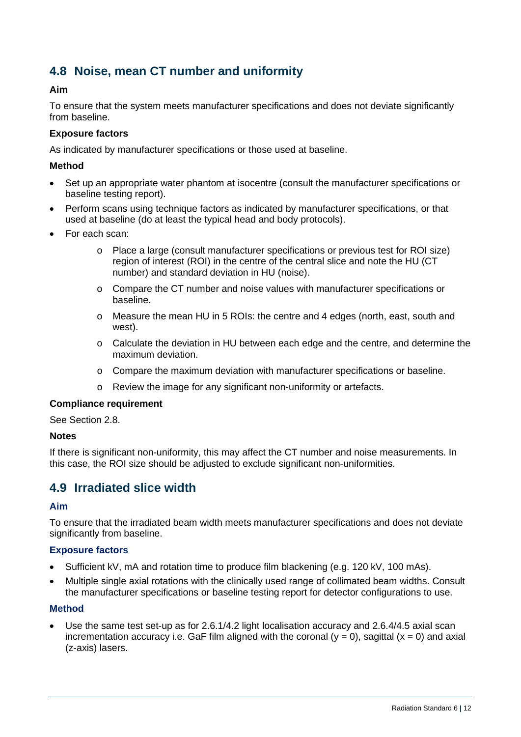## 4.8 Noise, mean CT number and uniformity

**Aim**

To ensure that the system meets manufacturer specifications and does not deviate significantly from baseline.

**Exposure factors**

As indicated by manufacturer specifications or those used at baseline.

**Method**

- Set up an appropriate water phantom at isocentre (consult the manufacturer specifications or baseline testing report).
- Perform scans using technique factors as indicated by manufacturer specifications, or that used at baseline (do at least the typical head and body protocols).
- For each scan:
  - Place a large (consult manufacturer specifications or previous test for ROI size) region of interest (ROI) in the centre of the central slice and note the HU (CT number) and standard deviation in HU (noise).
  - Compare the CT number and noise values with manufacturer specifications or baseline.
  - Measure the mean HU in 5 ROIs: the centre and 4 edges (north, east, south and west).
  - Calculate the deviation in HU between each edge and the centre, and determine the maximum deviation.
  - Compare the maximum deviation with manufacturer specifications or baseline.
  - Review the image for any significant non-uniformity or artefacts.

**Compliance requirement**

See Section 2.8.

**Notes**

If there is significant non-uniformity, this may affect the CT number and noise measurements. In this case, the ROI size should be adjusted to exclude significant non-uniformities.

## 4.9 Irradiated slice width

**Aim**

To ensure that the irradiated beam width meets manufacturer specifications and does not deviate significantly from baseline.

**Exposure factors**

- Sufficient kV, mA and rotation time to produce film blackening (e.g. 120 kV, 100 mAs).
- Multiple single axial rotations with the clinically used range of collimated beam widths. Consult the manufacturer specifications or baseline testing report for detector configurations to use.

**Method**

- Use the same test set-up as for 2.6.1/4.2 light localisation accuracy and 2.6.4/4.5 axial scan incrementation accuracy i.e. GaF film aligned with the coronal ($y = 0$), sagittal ($x = 0$) and axial (z-axis) lasers.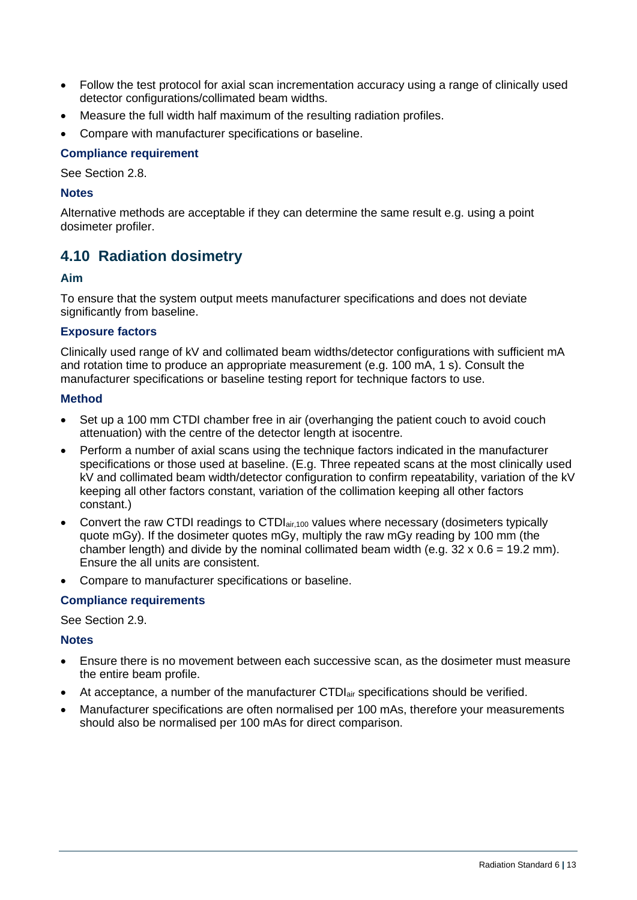- Follow the test protocol for axial scan incrementation accuracy using a range of clinically used detector configurations/collimated beam widths.
- Measure the full width half maximum of the resulting radiation profiles.
- Compare with manufacturer specifications or baseline.

### Compliance requirement

See Section 2.8.

### Notes

Alternative methods are acceptable if they can determine the same result e.g. using a point dosimeter profiler.

## 4.10 Radiation dosimetry

### Aim

To ensure that the system output meets manufacturer specifications and does not deviate significantly from baseline.

### Exposure factors

Clinically used range of kV and collimated beam widths/detector configurations with sufficient mA and rotation time to produce an appropriate measurement (e.g. 100 mA, 1 s). Consult the manufacturer specifications or baseline testing report for technique factors to use.

### Method

- Set up a 100 mm CTDI chamber free in air (overhanging the patient couch to avoid couch attenuation) with the centre of the detector length at isocentre.
- Perform a number of axial scans using the technique factors indicated in the manufacturer specifications or those used at baseline. (E.g. Three repeated scans at the most clinically used kV and collimated beam width/detector configuration to confirm repeatability, variation of the kV keeping all other factors constant, variation of the collimation keeping all other factors constant.)
- Convert the raw CTDI readings to $CTDI_{air,100}$ values where necessary (dosimeters typically quote mGy). If the dosimeter quotes mGy, multiply the raw mGy reading by 100 mm (the chamber length) and divide by the nominal collimated beam width (e.g. 32 x 0.6 = 19.2 mm). Ensure the all units are consistent.
- Compare to manufacturer specifications or baseline.

### Compliance requirements

See Section 2.9.

### Notes

- Ensure there is no movement between each successive scan, as the dosimeter must measure the entire beam profile.
- At acceptance, a number of the manufacturer $CTDI_{air}$ specifications should be verified.
- Manufacturer specifications are often normalised per 100 mAs, therefore your measurements should also be normalised per 100 mAs for direct comparison.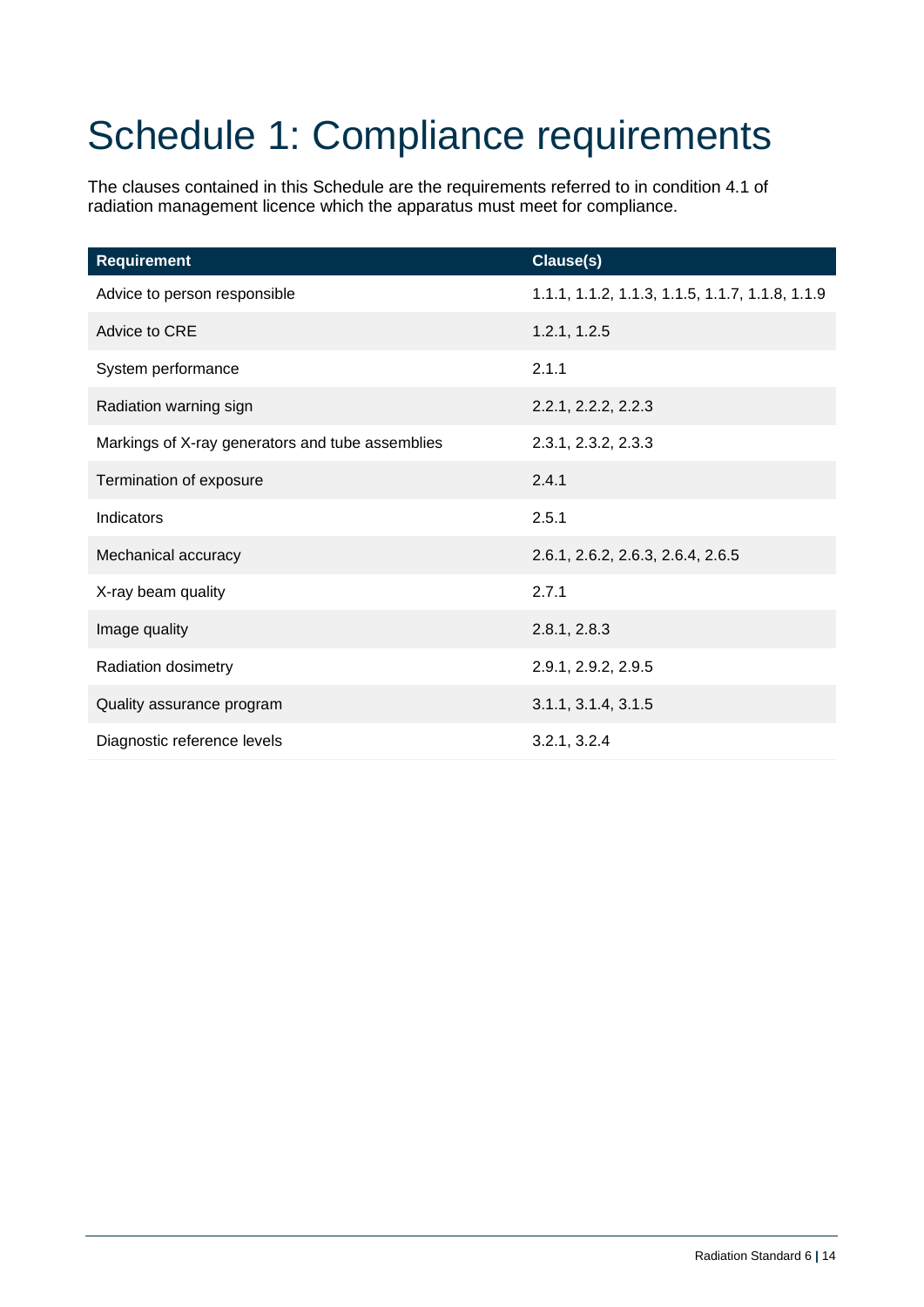# Schedule 1: Compliance requirements

The clauses contained in this Schedule are the requirements referred to in condition 4.1 of radiation management licence which the apparatus must meet for compliance.

| Requirement | Clause(s) |
|---|---|
| Advice to person responsible | 1.1.1, 1.1.2, 1.1.3, 1.1.5, 1.1.7, 1.1.8, 1.1.9 |
| Advice to CRE | 1.2.1, 1.2.5 |
| System performance | 2.1.1 |
| Radiation warning sign | 2.2.1, 2.2.2, 2.2.3 |
| Markings of X-ray generators and tube assemblies | 2.3.1, 2.3.2, 2.3.3 |
| Termination of exposure | 2.4.1 |
| Indicators | 2.5.1 |
| Mechanical accuracy | 2.6.1, 2.6.2, 2.6.3, 2.6.4, 2.6.5 |
| X-ray beam quality | 2.7.1 |
| Image quality | 2.8.1, 2.8.3 |
| Radiation dosimetry | 2.9.1, 2.9.2, 2.9.5 |
| Quality assurance program | 3.1.1, 3.1.4, 3.1.5 |
| Diagnostic reference levels | 3.2.1, 3.2.4 |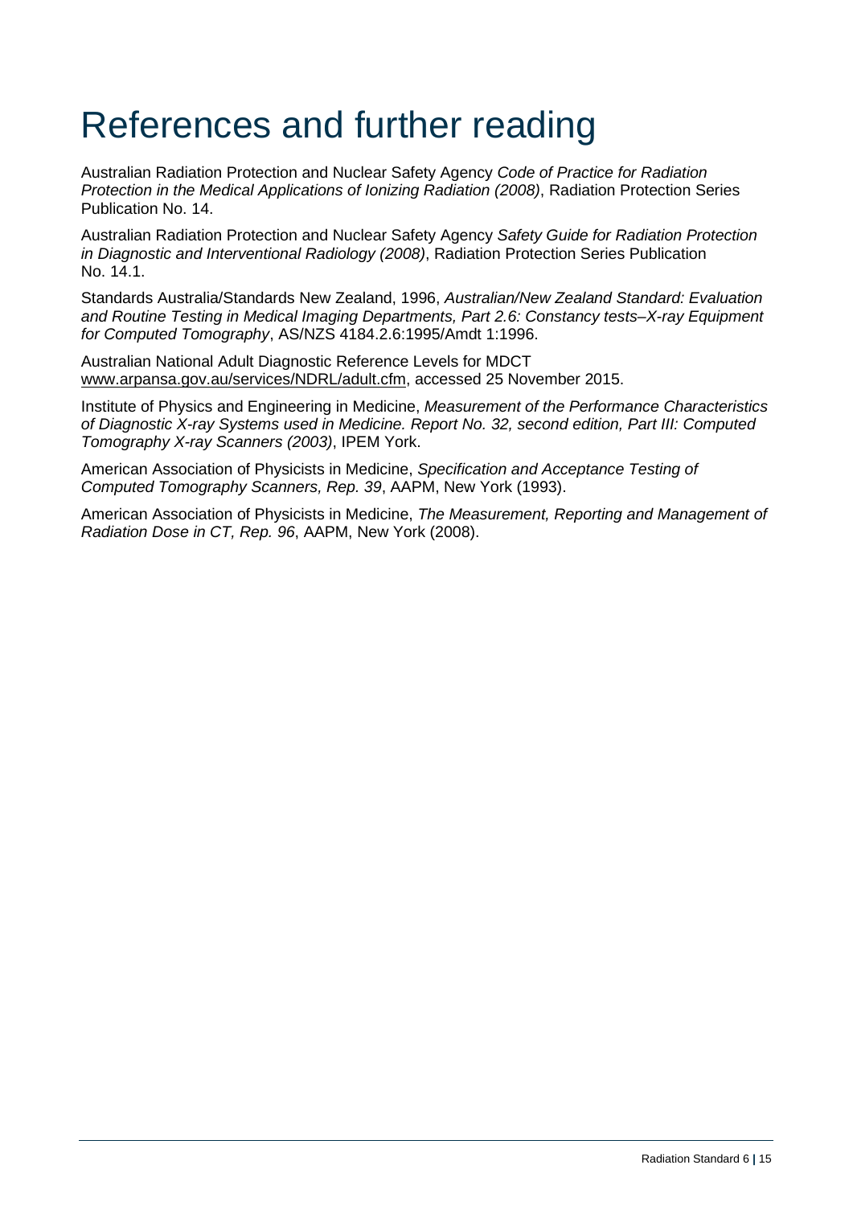# References and further reading

Australian Radiation Protection and Nuclear Safety Agency *Code of Practice for Radiation Protection in the Medical Applications of Ionizing Radiation (2008)*, Radiation Protection Series Publication No. 14.

Australian Radiation Protection and Nuclear Safety Agency *Safety Guide for Radiation Protection in Diagnostic and Interventional Radiology (2008)*, Radiation Protection Series Publication No. 14.1.

Standards Australia/Standards New Zealand, 1996, *Australian/New Zealand Standard: Evaluation and Routine Testing in Medical Imaging Departments, Part 2.6: Constancy tests–X-ray Equipment for Computed Tomography*, AS/NZS 4184.2.6:1995/Amdt 1:1996.

Australian National Adult Diagnostic Reference Levels for MDCT www.arpansa.gov.au/services/NDRL/adult.cfm, accessed 25 November 2015.

Institute of Physics and Engineering in Medicine, *Measurement of the Performance Characteristics of Diagnostic X-ray Systems used in Medicine. Report No. 32, second edition, Part III: Computed Tomography X-ray Scanners (2003)*, IPEM York.

American Association of Physicists in Medicine, *Specification and Acceptance Testing of Computed Tomography Scanners, Rep. 39*, AAPM, New York (1993).

American Association of Physicists in Medicine, *The Measurement, Reporting and Management of Radiation Dose in CT, Rep. 96*, AAPM, New York (2008).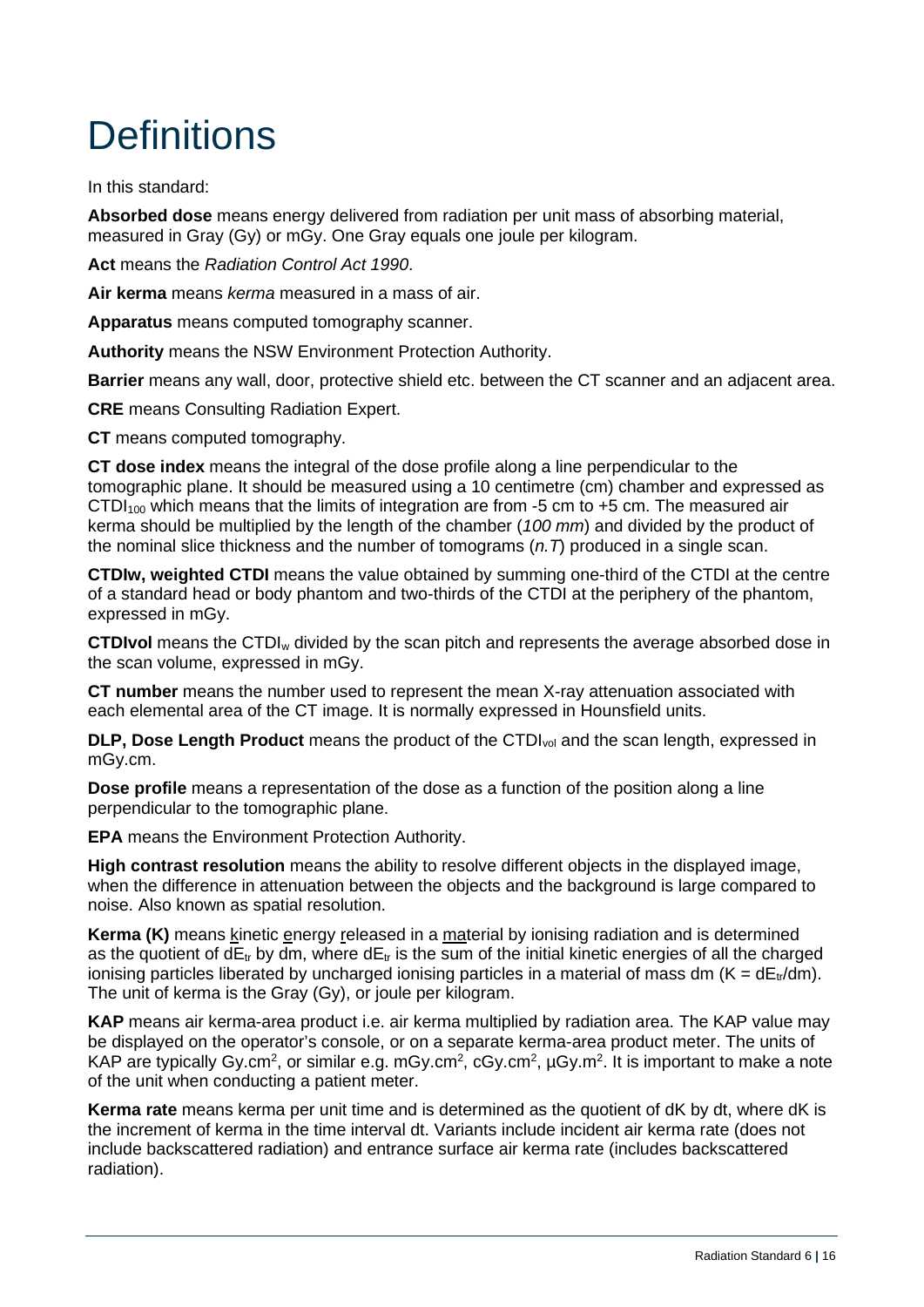# Definitions

In this standard:

**Absorbed dose** means energy delivered from radiation per unit mass of absorbing material, measured in Gray (Gy) or mGy. One Gray equals one joule per kilogram.

**Act** means the *Radiation Control Act 1990*.

**Air kerma** means *kerma* measured in a mass of air.

**Apparatus** means computed tomography scanner.

**Authority** means the NSW Environment Protection Authority.

**Barrier** means any wall, door, protective shield etc. between the CT scanner and an adjacent area.

**CRE** means Consulting Radiation Expert.

**CT** means computed tomography.

**CT dose index** means the integral of the dose profile along a line perpendicular to the tomographic plane. It should be measured using a 10 centimetre (cm) chamber and expressed as $CTDI_{100}$ which means that the limits of integration are from -5 cm to +5 cm. The measured air kerma should be multiplied by the length of the chamber (*100 mm*) and divided by the product of the nominal slice thickness and the number of tomograms (*n.T*) produced in a single scan.

**CTDIw, weighted CTDI** means the value obtained by summing one-third of the CTDI at the centre of a standard head or body phantom and two-thirds of the CTDI at the periphery of the phantom, expressed in mGy.

**CTDIvol** means the $CTDI_w$ divided by the scan pitch and represents the average absorbed dose in the scan volume, expressed in mGy.

**CT number** means the number used to represent the mean X-ray attenuation associated with each elemental area of the CT image. It is normally expressed in Hounsfield units.

**DLP, Dose Length Product** means the product of the $CTDI_{vol}$ and the scan length, expressed in mGy.cm.

**Dose profile** means a representation of the dose as a function of the position along a line perpendicular to the tomographic plane.

**EPA** means the Environment Protection Authority.

**High contrast resolution** means the ability to resolve different objects in the displayed image, when the difference in attenuation between the objects and the background is large compared to noise. Also known as spatial resolution.

**Kerma (K)** means kinetic energy released in a material by ionising radiation and is determined as the quotient of $dE_{tr}$ by dm, where $dE_{tr}$ is the sum of the initial kinetic energies of all the charged ionising particles liberated by uncharged ionising particles in a material of mass dm ($K = dE_{tr}/dm$). The unit of kerma is the Gray (Gy), or joule per kilogram.

**KAP** means air kerma-area product i.e. air kerma multiplied by radiation area. The KAP value may be displayed on the operator's console, or on a separate kerma-area product meter. The units of KAP are typically $Gy.cm^2$, or similar e.g. $mGy.cm^2$, $cGy.cm^2$, $\mu Gy.m^2$. It is important to make a note of the unit when conducting a patient meter.

**Kerma rate** means kerma per unit time and is determined as the quotient of dK by dt, where dK is the increment of kerma in the time interval dt. Variants include incident air kerma rate (does not include backscattered radiation) and entrance surface air kerma rate (includes backscattered radiation).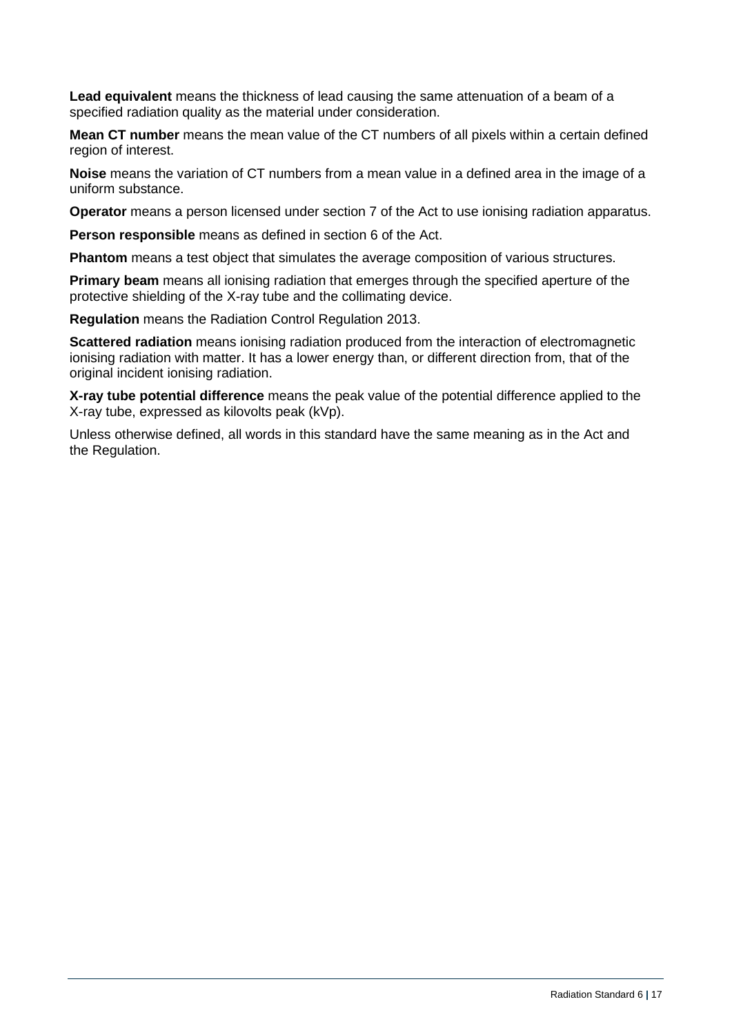**Lead equivalent** means the thickness of lead causing the same attenuation of a beam of a specified radiation quality as the material under consideration.

**Mean CT number** means the mean value of the CT numbers of all pixels within a certain defined region of interest.

**Noise** means the variation of CT numbers from a mean value in a defined area in the image of a uniform substance.

**Operator** means a person licensed under section 7 of the Act to use ionising radiation apparatus.

**Person responsible** means as defined in section 6 of the Act.

**Phantom** means a test object that simulates the average composition of various structures.

**Primary beam** means all ionising radiation that emerges through the specified aperture of the protective shielding of the X-ray tube and the collimating device.

**Regulation** means the Radiation Control Regulation 2013.

**Scattered radiation** means ionising radiation produced from the interaction of electromagnetic ionising radiation with matter. It has a lower energy than, or different direction from, that of the original incident ionising radiation.

**X-ray tube potential difference** means the peak value of the potential difference applied to the X-ray tube, expressed as kilovolts peak (kVp).

Unless otherwise defined, all words in this standard have the same meaning as in the Act and the Regulation.